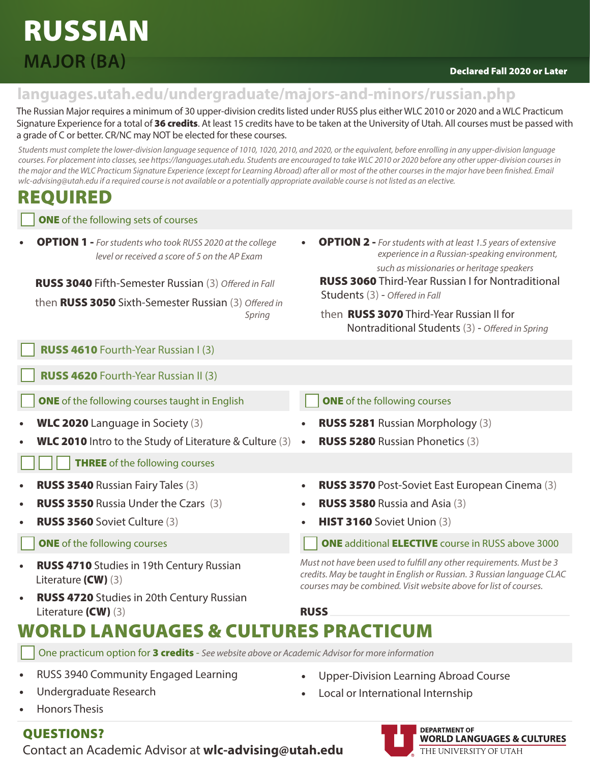# RUSSIAN

## MAJOR (BA)

**Declared Fall 2020 or Later**

**languages.utah.edu/undergraduate/majors-and-minors/russian.php**

The Russian Major requires a minimum of 30 upper-division credits listed under RUSS plus either WLC 2010 or 2020 and a WLC Practicum Signature Experience for a total of **36 credits**. At least 15 credits have to be taken at the University of Utah. All courses must be passed with a grade of C or better. CR/NC may NOT be elected for these courses.

*Students must complete the lower-division language sequence of 1010, 1020, 2010, and 2020, or the equivalent, before enrolling in any upper-division language courses. For placement into classes, see https://languages.utah.edu. Students are encouraged to take WLC 2010 or 2020 before any other upper-division courses in the major and the WLC Practicum Signature Experience (except for Learning Abroad) after all or most of the other courses in the major have been finished. Email wlc-advising@utah.edu if a required course is not available or a potentially appropriate available course is not listed as an elective.*

## REQUIRED

☐ **ONE** of the following sets of courses

- **OPTION 1 -** *For students who took RUSS 2020 at the college level or received a score of 5 on the AP Exam*

  **RUSS 3040** Fifth-Semester Russian (3) *Offered in Fall*

  then **RUSS 3050** Sixth-Semester Russian (3) *Offered in Spring*

- **OPTION 2 -** *For students with at least 1.5 years of extensive experience in a Russian-speaking environment, such as missionaries or heritage speakers*

  **RUSS 3060** Third-Year Russian I for Nontraditional Students (3) - *Offered in Fall*

  then **RUSS 3070** Third-Year Russian II for Nontraditional Students (3) - *Offered in Spring*

☐ **RUSS 4610** Fourth-Year Russian I (3)

☐ **RUSS 4620** Fourth-Year Russian II (3)

☐ **ONE** of the following courses taught in English

- **WLC 2020** Language in Society (3)
- **WLC 2010** Intro to the Study of Literature & Culture (3)

☐ **ONE** of the following courses

- **RUSS 5281** Russian Morphology (3)
- **RUSS 5280** Russian Phonetics (3)

☐ ☐ ☐ **THREE** of the following courses

- **RUSS 3540** Russian Fairy Tales (3)
- **RUSS 3550** Russia Under the Czars (3)
- **RUSS 3560** Soviet Culture (3)
- **RUSS 3570** Post-Soviet East European Cinema (3)
- **RUSS 3580** Russia and Asia (3)
- **HIST 3160** Soviet Union (3)

☐ **ONE** of the following courses

- **RUSS 4710** Studies in 19th Century Russian Literature **(CW)** (3)
- **RUSS 4720** Studies in 20th Century Russian Literature **(CW)** (3)

☐ **ONE** additional **ELECTIVE** course in RUSS above 3000

*Must not have been used to fulfill any other requirements. Must be 3 credits. May be taught in English or Russian. 3 Russian language CLAC courses may be combined. Visit website above for list of courses.*

**RUSS** ____________

## WORLD LANGUAGES & CULTURES PRACTICUM

☐ One practicum option for **3 credits** - *See website above or Academic Advisor for more information*

- RUSS 3940 Community Engaged Learning
- Undergraduate Research
- Honors Thesis
- Upper-Division Learning Abroad Course
- Local or International Internship

**QUESTIONS?**

Contact an Academic Advisor at **wlc-advising@utah.edu**

DEPARTMENT OF **WORLD LANGUAGES & CULTURES** THE UNIVERSITY OF UTAH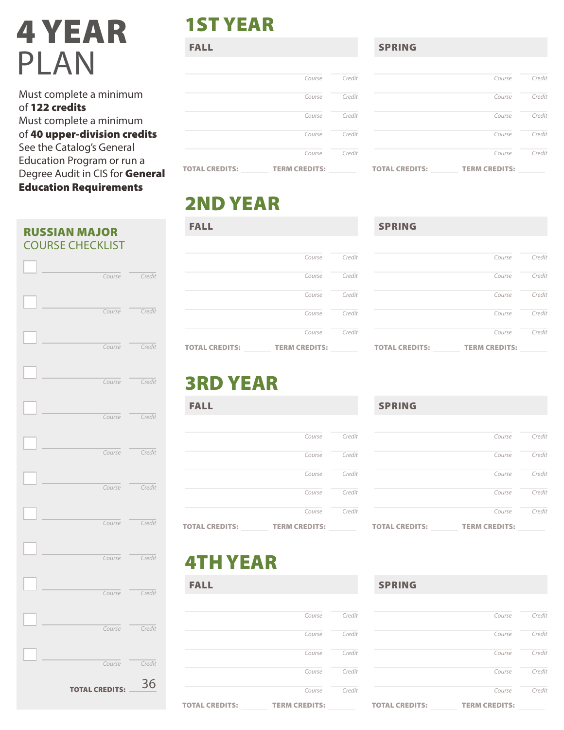# 4 YEAR PLAN

Must complete a minimum of **122 credits**
Must complete a minimum of **40 upper-division credits**
See the Catalog's General Education Program or run a Degree Audit in CIS for **General Education Requirements**

## RUSSIAN MAJOR COURSE CHECKLIST

| | Course | Credit |
|---|---|---|
| ☐ | | |
| ☐ | | |
| ☐ | | |
| ☐ | | |
| ☐ | | |
| ☐ | | |
| ☐ | | |
| ☐ | | |
| ☐ | | |
| ☐ | | |
| ☐ | | |
| ☐ | | |

**TOTAL CREDITS:** 36

## 1ST YEAR

| FALL Course | Credit | SPRING Course | Credit |
|---|---|---|---|
| | | | |
| | | | |
| | | | |
| | | | |
| | | | |

TOTAL CREDITS: ______ TERM CREDITS: ______ | TOTAL CREDITS: ______ TERM CREDITS: ______

## 2ND YEAR

| FALL Course | Credit | SPRING Course | Credit |
|---|---|---|---|
| | | | |
| | | | |
| | | | |
| | | | |
| | | | |

TOTAL CREDITS: ______ TERM CREDITS: ______ | TOTAL CREDITS: ______ TERM CREDITS: ______

## 3RD YEAR

| FALL Course | Credit | SPRING Course | Credit |
|---|---|---|---|
| | | | |
| | | | |
| | | | |
| | | | |
| | | | |

TOTAL CREDITS: ______ TERM CREDITS: ______ | TOTAL CREDITS: ______ TERM CREDITS: ______

## 4TH YEAR

| FALL Course | Credit | SPRING Course | Credit |
|---|---|---|---|
| | | | |
| | | | |
| | | | |
| | | | |
| | | | |

TOTAL CREDITS: ______ TERM CREDITS: ______ | TOTAL CREDITS: ______ TERM CREDITS: ______